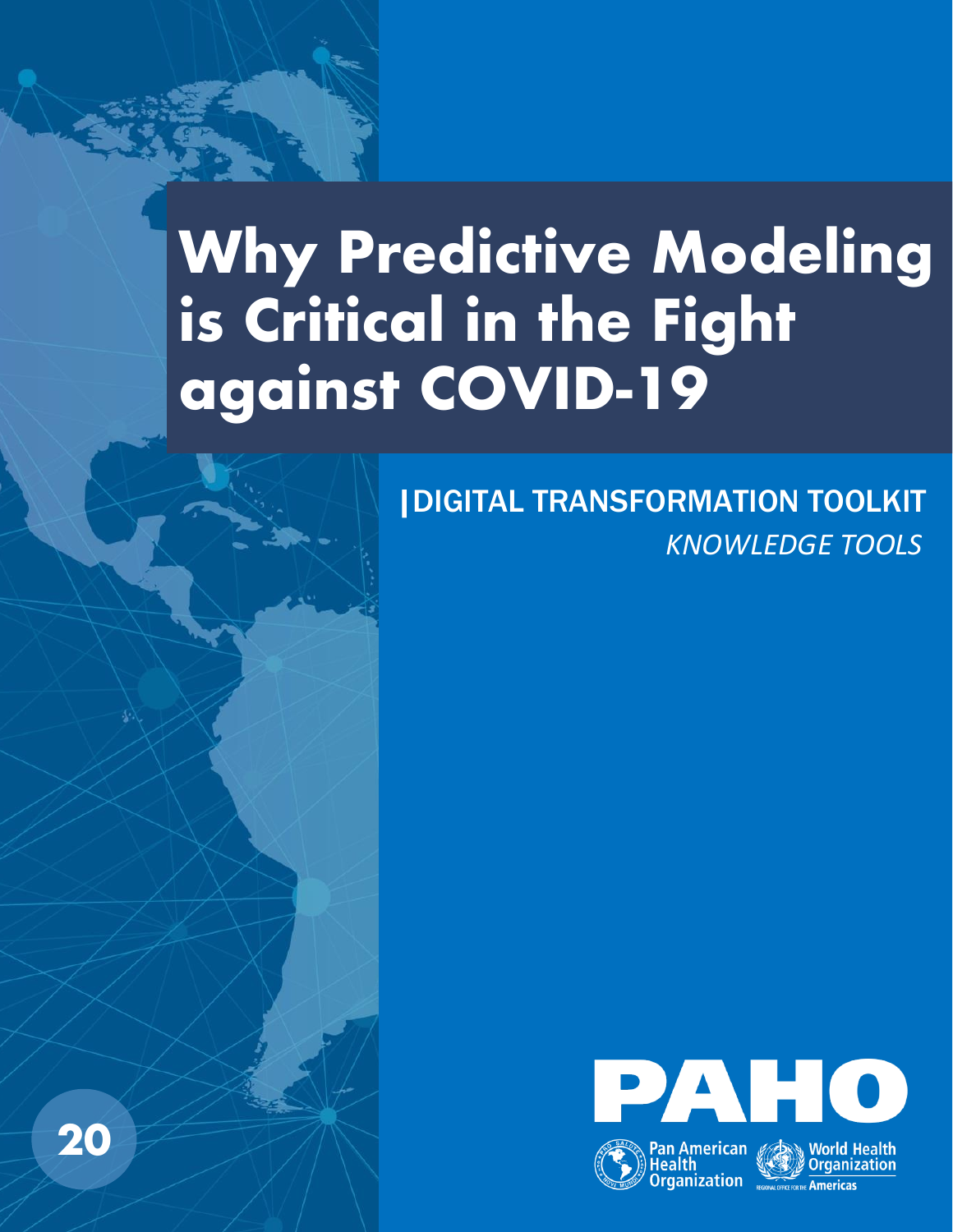# Why Predictive Modeling is Critical in the Fight against COVID-19

| DIGITAL TRANSFORMATION TOOLKIT

*KNOWLEDGE TOOLS*

20

PAHO

Pan American Health Organization

World Health Organization

REGIONAL OFFICE FOR THE Americas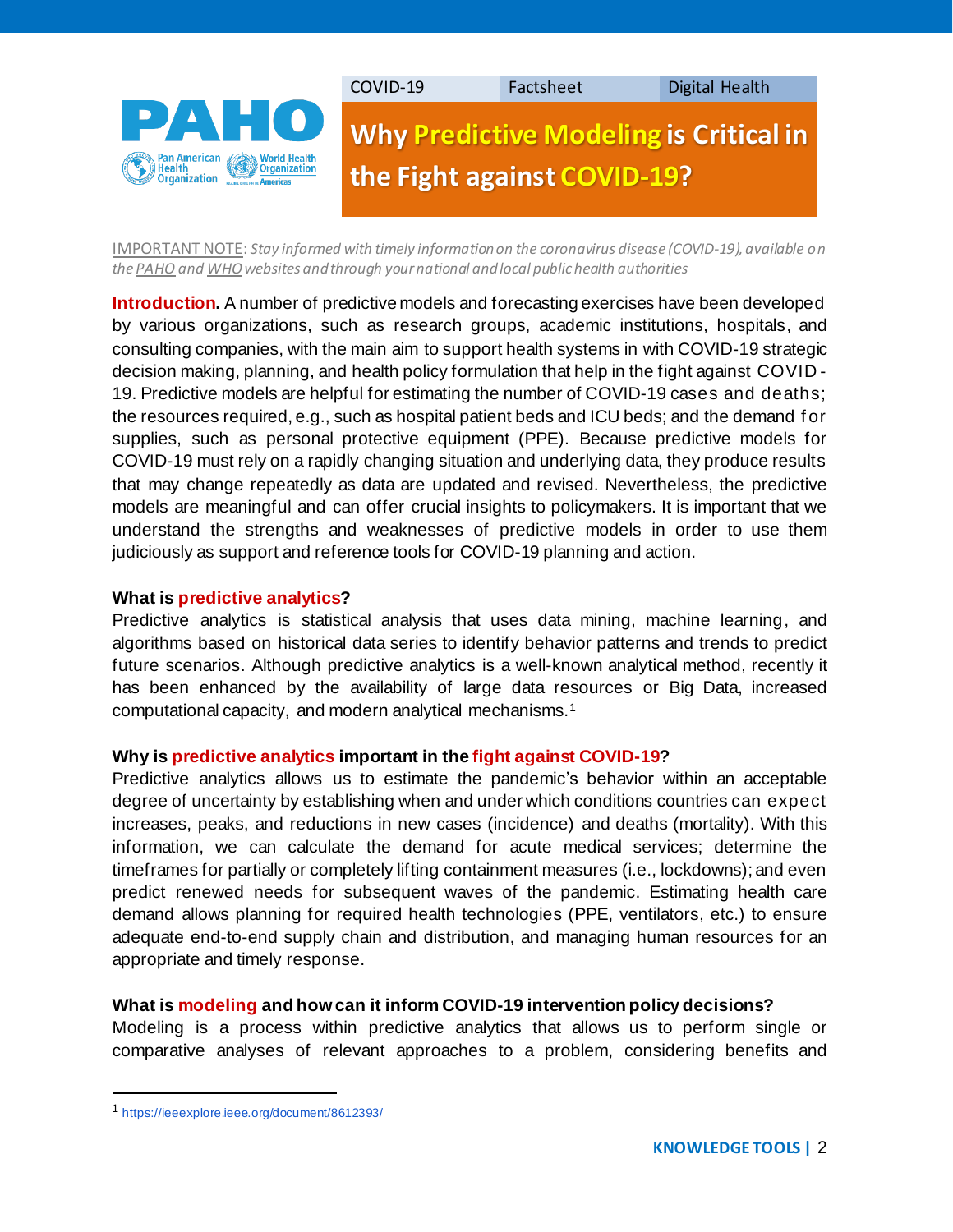COVID-19 | Factsheet | Digital Health

# Why Predictive Modeling is Critical in the Fight against COVID-19?

IMPORTANT NOTE: *Stay informed with timely information on the coronavirus disease (COVID-19), available on the PAHO and WHO websites and through your national and local public health authorities*

**Introduction.** A number of predictive models and forecasting exercises have been developed by various organizations, such as research groups, academic institutions, hospitals, and consulting companies, with the main aim to support health systems in with COVID-19 strategic decision making, planning, and health policy formulation that help in the fight against COVID-19. Predictive models are helpful for estimating the number of COVID-19 cases and deaths; the resources required, e.g., such as hospital patient beds and ICU beds; and the demand for supplies, such as personal protective equipment (PPE). Because predictive models for COVID-19 must rely on a rapidly changing situation and underlying data, they produce results that may change repeatedly as data are updated and revised. Nevertheless, the predictive models are meaningful and can offer crucial insights to policymakers. It is important that we understand the strengths and weaknesses of predictive models in order to use them judiciously as support and reference tools for COVID-19 planning and action.

### What is predictive analytics?

Predictive analytics is statistical analysis that uses data mining, machine learning, and algorithms based on historical data series to identify behavior patterns and trends to predict future scenarios. Although predictive analytics is a well-known analytical method, recently it has been enhanced by the availability of large data resources or Big Data, increased computational capacity, and modern analytical mechanisms.[1]

### Why is predictive analytics important in the fight against COVID-19?

Predictive analytics allows us to estimate the pandemic's behavior within an acceptable degree of uncertainty by establishing when and under which conditions countries can expect increases, peaks, and reductions in new cases (incidence) and deaths (mortality). With this information, we can calculate the demand for acute medical services; determine the timeframes for partially or completely lifting containment measures (i.e., lockdowns); and even predict renewed needs for subsequent waves of the pandemic. Estimating health care demand allows planning for required health technologies (PPE, ventilators, etc.) to ensure adequate end-to-end supply chain and distribution, and managing human resources for an appropriate and timely response.

### What is modeling and how can it inform COVID-19 intervention policy decisions?

Modeling is a process within predictive analytics that allows us to perform single or comparative analyses of relevant approaches to a problem, considering benefits and

---

[1] https://ieeexplore.ieee.org/document/8612393/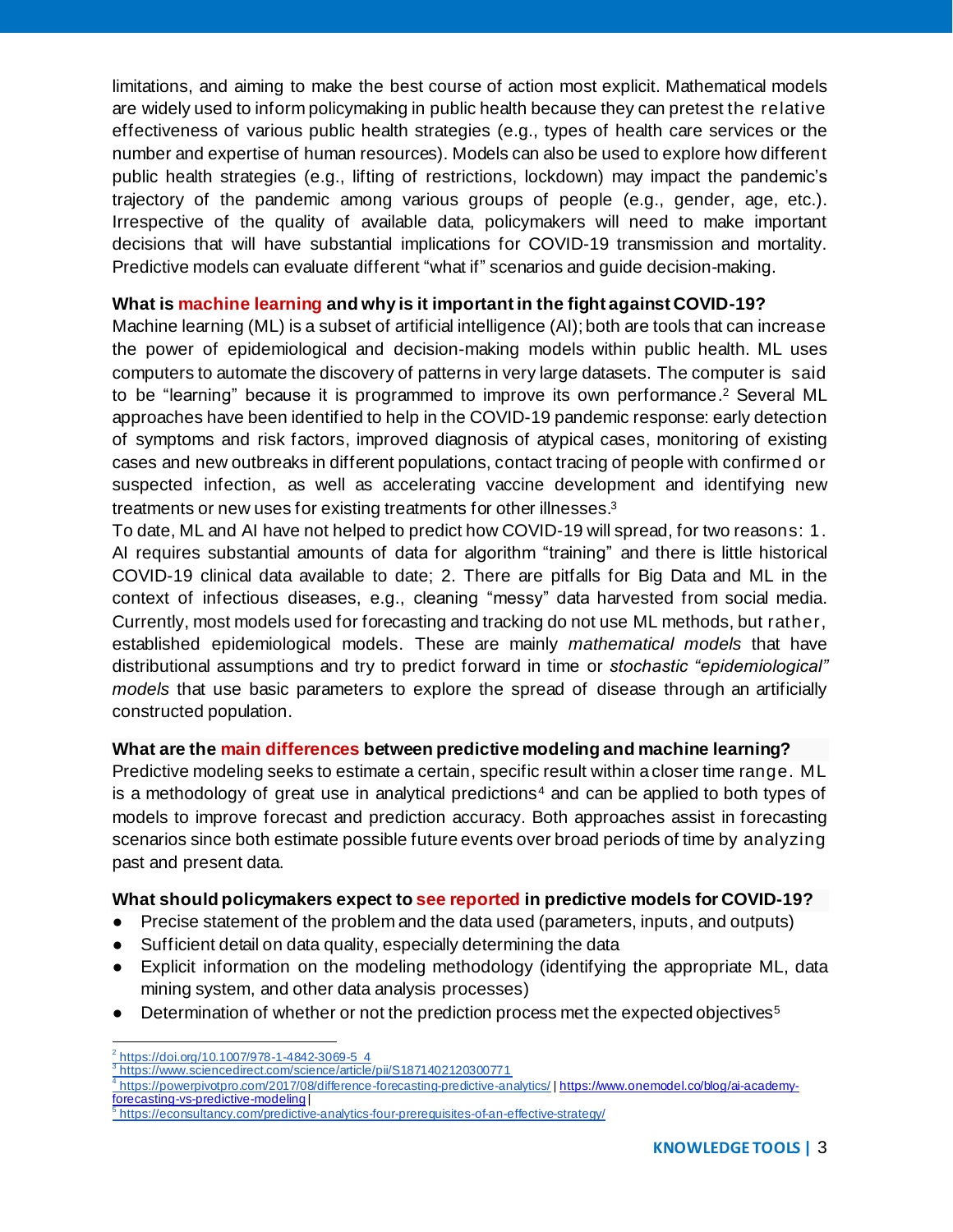limitations, and aiming to make the best course of action most explicit. Mathematical models are widely used to inform policymaking in public health because they can pretest the relative effectiveness of various public health strategies (e.g., types of health care services or the number and expertise of human resources). Models can also be used to explore how different public health strategies (e.g., lifting of restrictions, lockdown) may impact the pandemic's trajectory of the pandemic among various groups of people (e.g., gender, age, etc.). Irrespective of the quality of available data, policymakers will need to make important decisions that will have substantial implications for COVID-19 transmission and mortality. Predictive models can evaluate different "what if" scenarios and guide decision-making.

**What is machine learning and why is it important in the fight against COVID-19?**

Machine learning (ML) is a subset of artificial intelligence (AI); both are tools that can increase the power of epidemiological and decision-making models within public health. ML uses computers to automate the discovery of patterns in very large datasets. The computer is said to be "learning" because it is programmed to improve its own performance.[2] Several ML approaches have been identified to help in the COVID-19 pandemic response: early detection of symptoms and risk factors, improved diagnosis of atypical cases, monitoring of existing cases and new outbreaks in different populations, contact tracing of people with confirmed or suspected infection, as well as accelerating vaccine development and identifying new treatments or new uses for existing treatments for other illnesses.[3]

To date, ML and AI have not helped to predict how COVID-19 will spread, for two reasons: 1. AI requires substantial amounts of data for algorithm "training" and there is little historical COVID-19 clinical data available to date; 2. There are pitfalls for Big Data and ML in the context of infectious diseases, e.g., cleaning "messy" data harvested from social media. Currently, most models used for forecasting and tracking do not use ML methods, but rather, established epidemiological models. These are mainly *mathematical models* that have distributional assumptions and try to predict forward in time or *stochastic "epidemiological" models* that use basic parameters to explore the spread of disease through an artificially constructed population.

**What are the main differences between predictive modeling and machine learning?**

Predictive modeling seeks to estimate a certain, specific result within a closer time range. ML is a methodology of great use in analytical predictions[4] and can be applied to both types of models to improve forecast and prediction accuracy. Both approaches assist in forecasting scenarios since both estimate possible future events over broad periods of time by analyzing past and present data.

**What should policymakers expect to see reported in predictive models for COVID-19?**

- Precise statement of the problem and the data used (parameters, inputs, and outputs)
- Sufficient detail on data quality, especially determining the data
- Explicit information on the modeling methodology (identifying the appropriate ML, data mining system, and other data analysis processes)
- Determination of whether or not the prediction process met the expected objectives[5]

---

[2] https://doi.org/10.1007/978-1-4842-3069-5_4

[3] https://www.sciencedirect.com/science/article/pii/S1871402120300771

[4] https://powerpivotpro.com/2017/08/difference-forecasting-predictive-analytics/ | https://www.onemodel.co/blog/ai-academy-forecasting-vs-predictive-modeling |

[5] https://econsultancy.com/predictive-analytics-four-prerequisites-of-an-effective-strategy/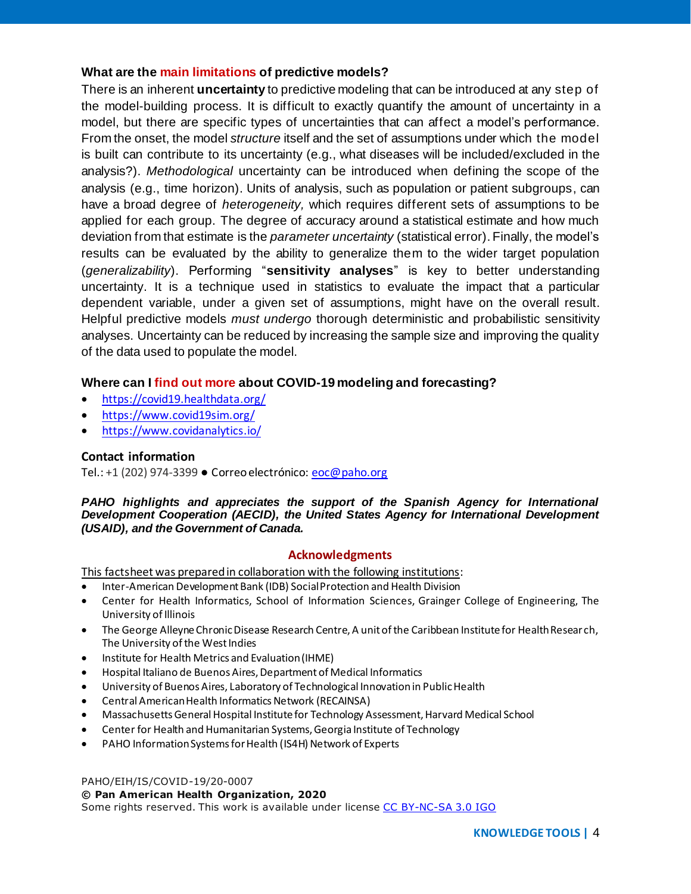### What are the main limitations of predictive models?

There is an inherent **uncertainty** to predictive modeling that can be introduced at any step of the model-building process. It is difficult to exactly quantify the amount of uncertainty in a model, but there are specific types of uncertainties that can affect a model's performance. From the onset, the model *structure* itself and the set of assumptions under which the model is built can contribute to its uncertainty (e.g., what diseases will be included/excluded in the analysis?). *Methodological* uncertainty can be introduced when defining the scope of the analysis (e.g., time horizon). Units of analysis, such as population or patient subgroups, can have a broad degree of *heterogeneity,* which requires different sets of assumptions to be applied for each group. The degree of accuracy around a statistical estimate and how much deviation from that estimate is the *parameter uncertainty* (statistical error). Finally, the model's results can be evaluated by the ability to generalize them to the wider target population (*generalizability*). Performing "**sensitivity analyses**" is key to better understanding uncertainty. It is a technique used in statistics to evaluate the impact that a particular dependent variable, under a given set of assumptions, might have on the overall result. Helpful predictive models *must undergo* thorough deterministic and probabilistic sensitivity analyses. Uncertainty can be reduced by increasing the sample size and improving the quality of the data used to populate the model.

### Where can I find out more about COVID-19 modeling and forecasting?

- https://covid19.healthdata.org/
- https://www.covid19sim.org/
- https://www.covidanalytics.io/

### Contact information

Tel.: +1 (202) 974-3399 ● Correo electrónico: eoc@paho.org

***PAHO highlights and appreciates the support of the Spanish Agency for International Development Cooperation (AECID), the United States Agency for International Development (USAID), and the Government of Canada.***

### Acknowledgments

This factsheet was prepared in collaboration with the following institutions:

- Inter-American Development Bank (IDB) Social Protection and Health Division
- Center for Health Informatics, School of Information Sciences, Grainger College of Engineering, The University of Illinois
- The George Alleyne Chronic Disease Research Centre, A unit of the Caribbean Institute for Health Research, The University of the West Indies
- Institute for Health Metrics and Evaluation (IHME)
- Hospital Italiano de Buenos Aires, Department of Medical Informatics
- University of Buenos Aires, Laboratory of Technological Innovation in Public Health
- Central American Health Informatics Network (RECAINSA)
- Massachusetts General Hospital Institute for Technology Assessment, Harvard Medical School
- Center for Health and Humanitarian Systems, Georgia Institute of Technology
- PAHO Information Systems for Health (IS4H) Network of Experts

PAHO/EIH/IS/COVID-19/20-0007

**© Pan American Health Organization, 2020**

Some rights reserved. This work is available under license CC BY-NC-SA 3.0 IGO